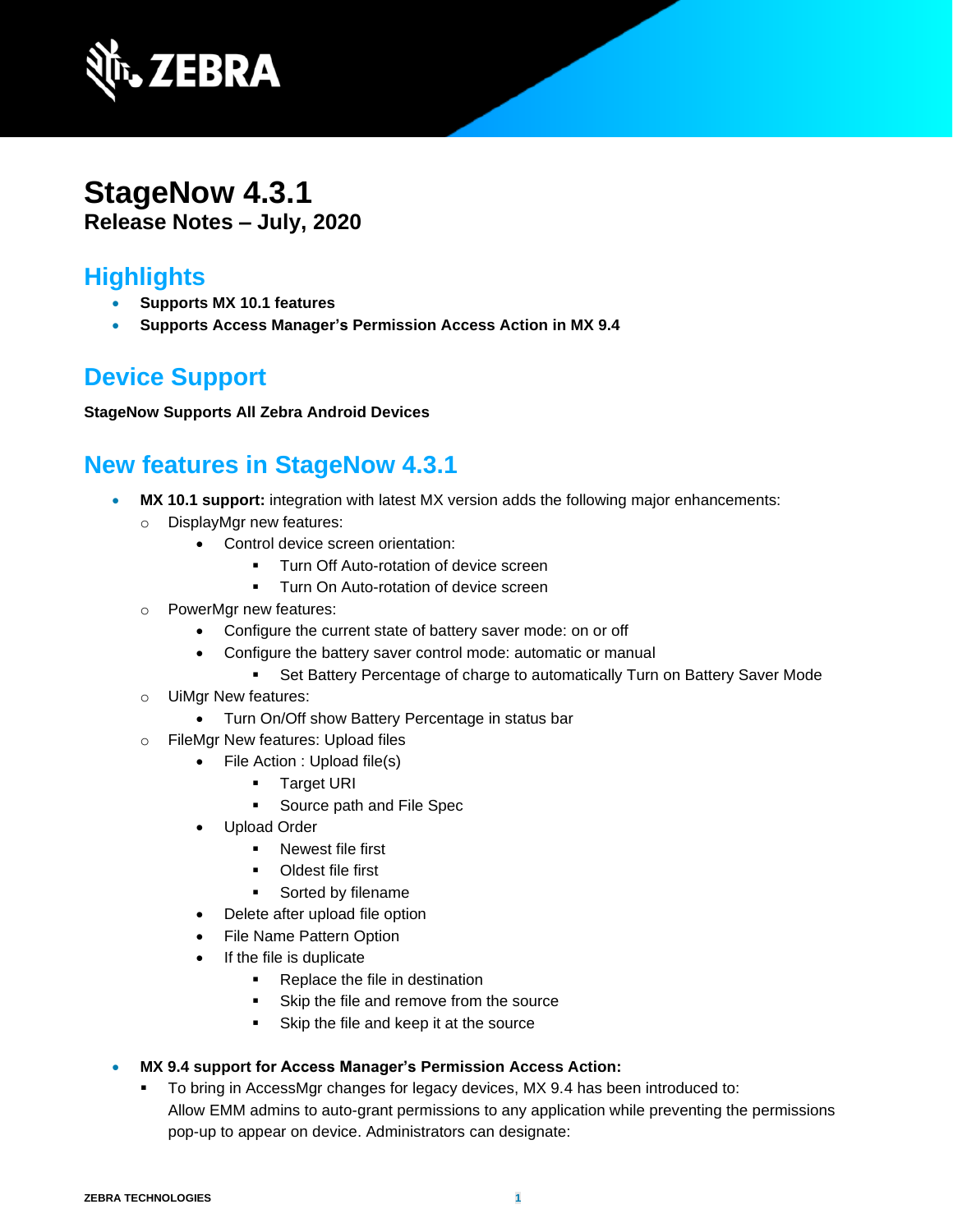# StageNow 4.3.1

**Release Notes – July, 2020**

## Highlights

- **Supports MX 10.1 features**
- **Supports Access Manager's Permission Access Action in MX 9.4**

## Device Support

**StageNow Supports All Zebra Android Devices**

## New features in StageNow 4.3.1

- **MX 10.1 support:** integration with latest MX version adds the following major enhancements:
  - DisplayMgr new features:
    - Control device screen orientation:
      - Turn Off Auto-rotation of device screen
      - Turn On Auto-rotation of device screen
  - PowerMgr new features:
    - Configure the current state of battery saver mode: on or off
    - Configure the battery saver control mode: automatic or manual
      - Set Battery Percentage of charge to automatically Turn on Battery Saver Mode
  - UiMgr New features:
    - Turn On/Off show Battery Percentage in status bar
  - FileMgr New features: Upload files
    - File Action : Upload file(s)
      - Target URI
      - Source path and File Spec
    - Upload Order
      - Newest file first
      - Oldest file first
      - Sorted by filename
    - Delete after upload file option
    - File Name Pattern Option
    - If the file is duplicate
      - Replace the file in destination
      - Skip the file and remove from the source
      - Skip the file and keep it at the source

- **MX 9.4 support for Access Manager's Permission Access Action:**
  - To bring in AccessMgr changes for legacy devices, MX 9.4 has been introduced to: Allow EMM admins to auto-grant permissions to any application while preventing the permissions pop-up to appear on device. Administrators can designate: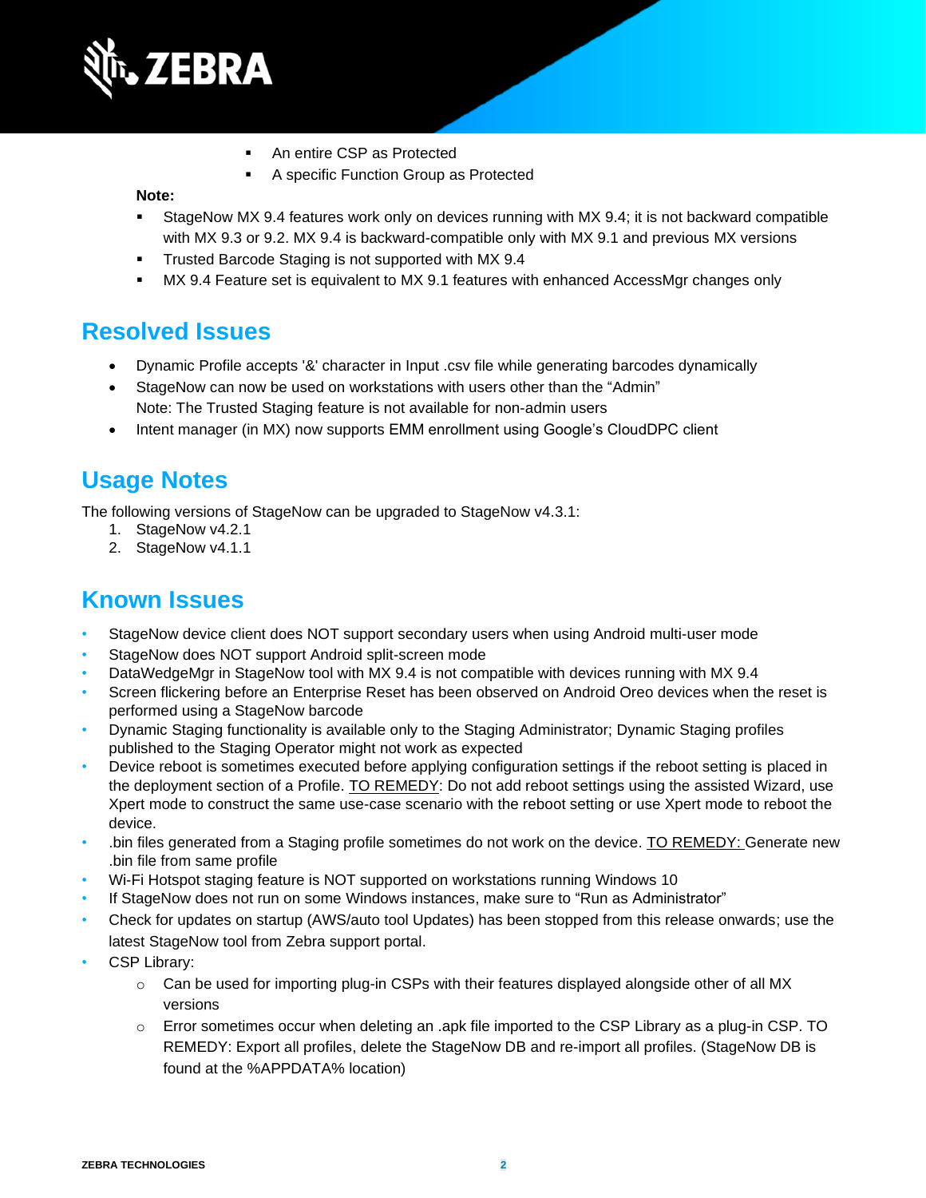- An entire CSP as Protected
- A specific Function Group as Protected

**Note:**

- StageNow MX 9.4 features work only on devices running with MX 9.4; it is not backward compatible with MX 9.3 or 9.2. MX 9.4 is backward-compatible only with MX 9.1 and previous MX versions
- Trusted Barcode Staging is not supported with MX 9.4
- MX 9.4 Feature set is equivalent to MX 9.1 features with enhanced AccessMgr changes only

## Resolved Issues

- Dynamic Profile accepts '&' character in Input .csv file while generating barcodes dynamically
- StageNow can now be used on workstations with users other than the "Admin"
  Note: The Trusted Staging feature is not available for non-admin users
- Intent manager (in MX) now supports EMM enrollment using Google's CloudDPC client

## Usage Notes

The following versions of StageNow can be upgraded to StageNow v4.3.1:

1. StageNow v4.2.1
2. StageNow v4.1.1

## Known Issues

- StageNow device client does NOT support secondary users when using Android multi-user mode
- StageNow does NOT support Android split-screen mode
- DataWedgeMgr in StageNow tool with MX 9.4 is not compatible with devices running with MX 9.4
- Screen flickering before an Enterprise Reset has been observed on Android Oreo devices when the reset is performed using a StageNow barcode
- Dynamic Staging functionality is available only to the Staging Administrator; Dynamic Staging profiles published to the Staging Operator might not work as expected
- Device reboot is sometimes executed before applying configuration settings if the reboot setting is placed in the deployment section of a Profile. TO REMEDY: Do not add reboot settings using the assisted Wizard, use Xpert mode to construct the same use-case scenario with the reboot setting or use Xpert mode to reboot the device.
- .bin files generated from a Staging profile sometimes do not work on the device. TO REMEDY: Generate new .bin file from same profile
- Wi-Fi Hotspot staging feature is NOT supported on workstations running Windows 10
- If StageNow does not run on some Windows instances, make sure to "Run as Administrator"
- Check for updates on startup (AWS/auto tool Updates) has been stopped from this release onwards; use the latest StageNow tool from Zebra support portal.
- CSP Library:
    - Can be used for importing plug-in CSPs with their features displayed alongside other of all MX versions
    - Error sometimes occur when deleting an .apk file imported to the CSP Library as a plug-in CSP. TO REMEDY: Export all profiles, delete the StageNow DB and re-import all profiles. (StageNow DB is found at the %APPDATA% location)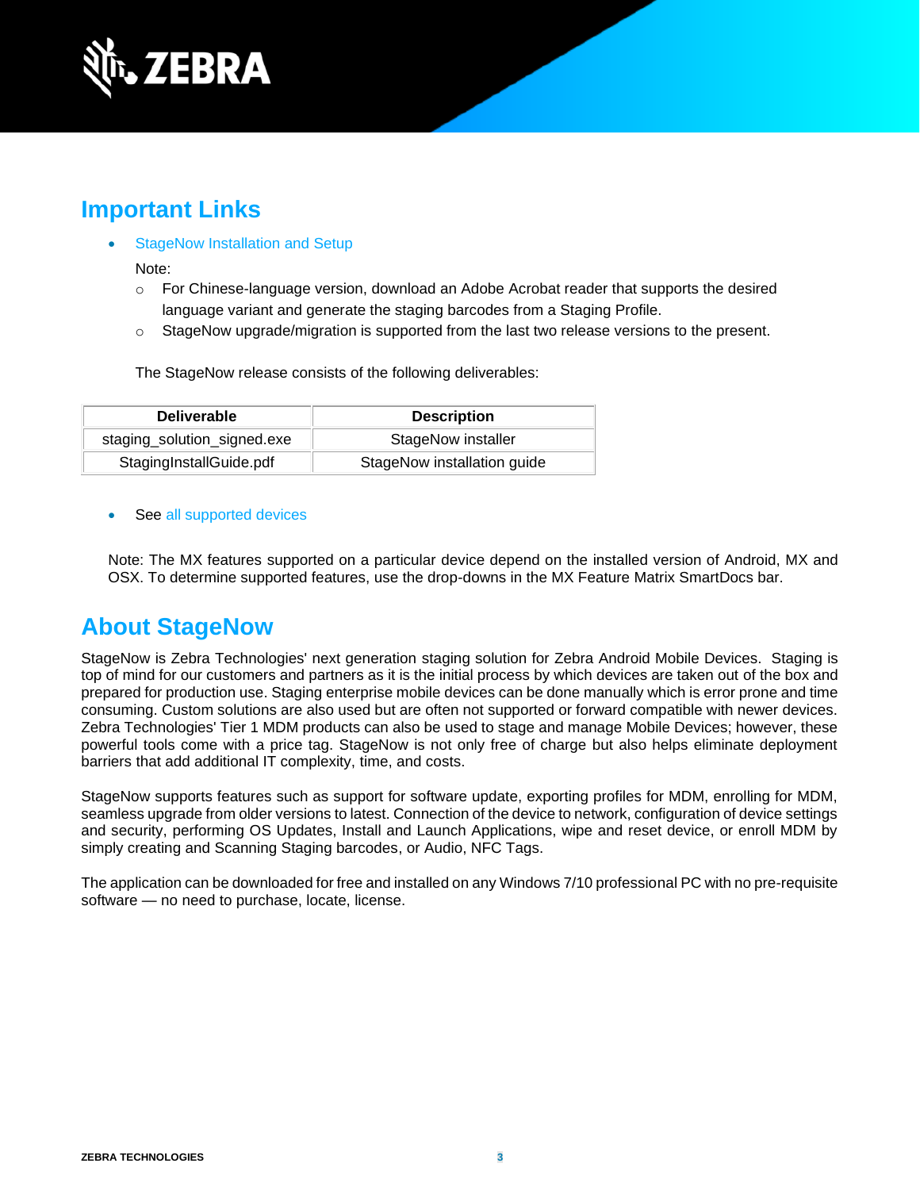## Important Links

- StageNow Installation and Setup

  Note:
  - For Chinese-language version, download an Adobe Acrobat reader that supports the desired language variant and generate the staging barcodes from a Staging Profile.
  - StageNow upgrade/migration is supported from the last two release versions to the present.

  The StageNow release consists of the following deliverables:

| Deliverable | Description |
|---|---|
| staging_solution_signed.exe | StageNow installer |
| StagingInstallGuide.pdf | StageNow installation guide |

- See all supported devices

Note: The MX features supported on a particular device depend on the installed version of Android, MX and OSX. To determine supported features, use the drop-downs in the MX Feature Matrix SmartDocs bar.

## About StageNow

StageNow is Zebra Technologies' next generation staging solution for Zebra Android Mobile Devices. Staging is top of mind for our customers and partners as it is the initial process by which devices are taken out of the box and prepared for production use. Staging enterprise mobile devices can be done manually which is error prone and time consuming. Custom solutions are also used but are often not supported or forward compatible with newer devices. Zebra Technologies' Tier 1 MDM products can also be used to stage and manage Mobile Devices; however, these powerful tools come with a price tag. StageNow is not only free of charge but also helps eliminate deployment barriers that add additional IT complexity, time, and costs.

StageNow supports features such as support for software update, exporting profiles for MDM, enrolling for MDM, seamless upgrade from older versions to latest. Connection of the device to network, configuration of device settings and security, performing OS Updates, Install and Launch Applications, wipe and reset device, or enroll MDM by simply creating and Scanning Staging barcodes, or Audio, NFC Tags.

The application can be downloaded for free and installed on any Windows 7/10 professional PC with no pre-requisite software — no need to purchase, locate, license.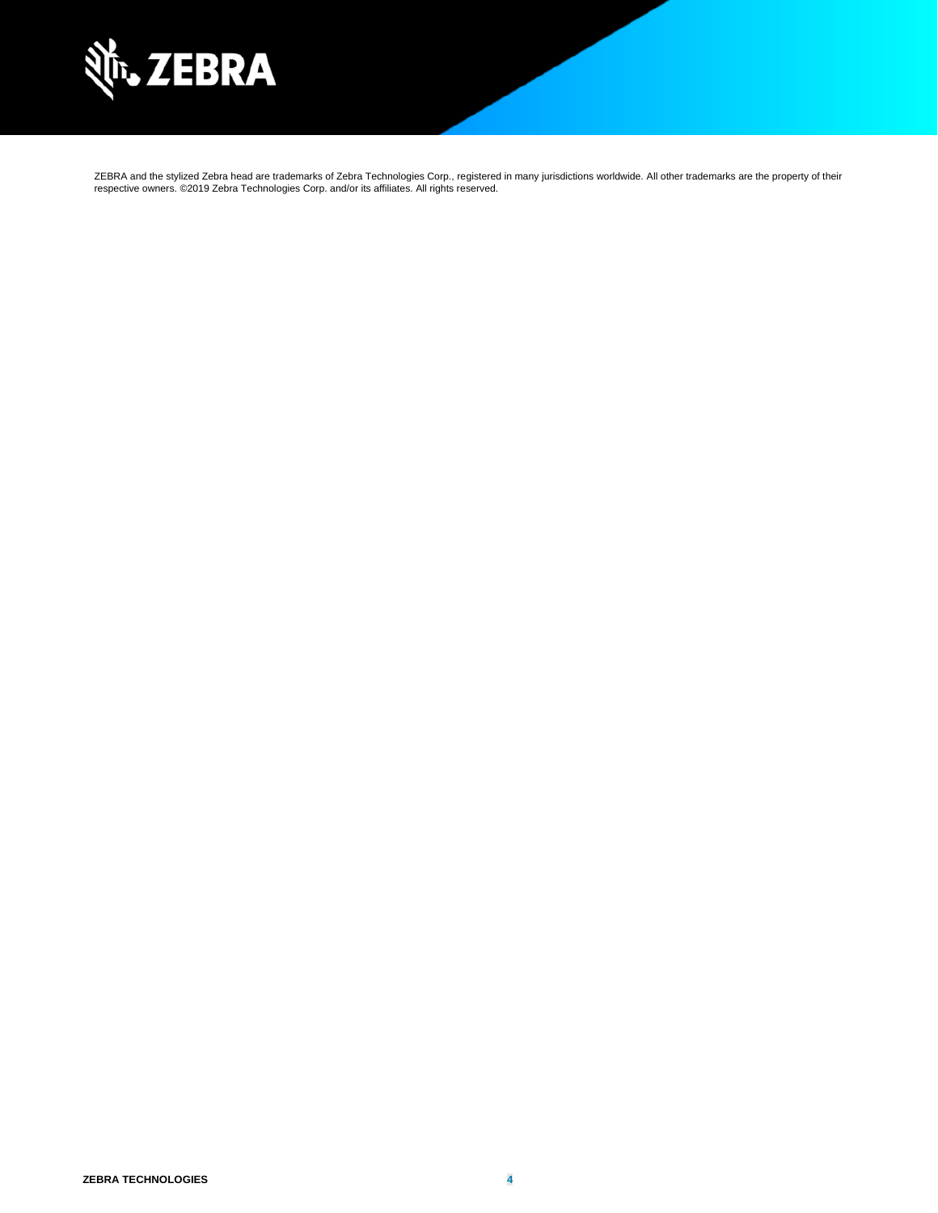ZEBRA and the stylized Zebra head are trademarks of Zebra Technologies Corp., registered in many jurisdictions worldwide. All other trademarks are the property of their respective owners. ©2019 Zebra Technologies Corp. and/or its affiliates. All rights reserved.